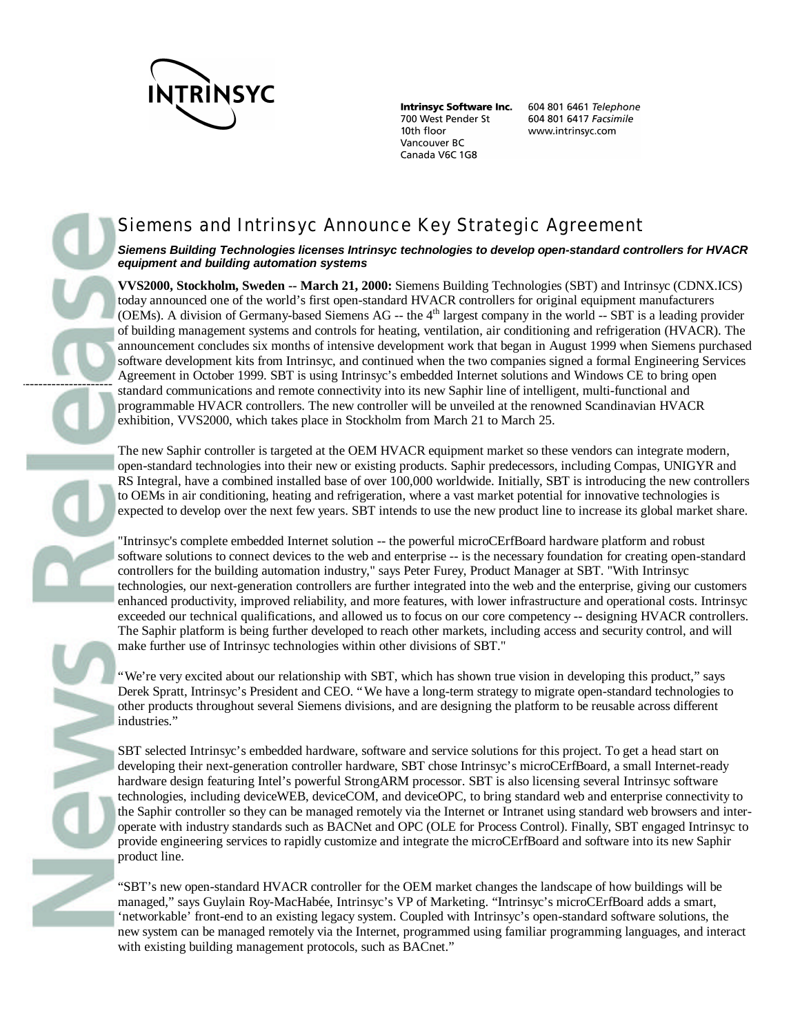**Intrinsyc Software Inc.**
700 West Pender St
10th floor
Vancouver BC
Canada V6C 1G8

604 801 6461 *Telephone*
604 801 6417 *Facsimile*
www.intrinsyc.com

# Siemens and Intrinsyc Announce Key Strategic Agreement

***Siemens Building Technologies licenses Intrinsyc technologies to develop open-standard controllers for HVACR equipment and building automation systems***

**VVS2000, Stockholm, Sweden** -- **March 21, 2000:** Siemens Building Technologies (SBT) and Intrinsyc (CDNX.ICS) today announced one of the world's first open-standard HVACR controllers for original equipment manufacturers (OEMs). A division of Germany-based Siemens AG -- the 4th largest company in the world -- SBT is a leading provider of building management systems and controls for heating, ventilation, air conditioning and refrigeration (HVACR). The announcement concludes six months of intensive development work that began in August 1999 when Siemens purchased software development kits from Intrinsyc, and continued when the two companies signed a formal Engineering Services Agreement in October 1999. SBT is using Intrinsyc's embedded Internet solutions and Windows CE to bring open standard communications and remote connectivity into its new Saphir line of intelligent, multi-functional and programmable HVACR controllers. The new controller will be unveiled at the renowned Scandinavian HVACR exhibition, VVS2000, which takes place in Stockholm from March 21 to March 25.

The new Saphir controller is targeted at the OEM HVACR equipment market so these vendors can integrate modern, open-standard technologies into their new or existing products. Saphir predecessors, including Compas, UNIGYR and RS Integral, have a combined installed base of over 100,000 worldwide. Initially, SBT is introducing the new controllers to OEMs in air conditioning, heating and refrigeration, where a vast market potential for innovative technologies is expected to develop over the next few years. SBT intends to use the new product line to increase its global market share.

"Intrinsyc's complete embedded Internet solution -- the powerful microCErfBoard hardware platform and robust software solutions to connect devices to the web and enterprise -- is the necessary foundation for creating open-standard controllers for the building automation industry," says Peter Furey, Product Manager at SBT. "With Intrinsyc technologies, our next-generation controllers are further integrated into the web and the enterprise, giving our customers enhanced productivity, improved reliability, and more features, with lower infrastructure and operational costs. Intrinsyc exceeded our technical qualifications, and allowed us to focus on our core competency -- designing HVACR controllers. The Saphir platform is being further developed to reach other markets, including access and security control, and will make further use of Intrinsyc technologies within other divisions of SBT."

"We're very excited about our relationship with SBT, which has shown true vision in developing this product," says Derek Spratt, Intrinsyc's President and CEO. "We have a long-term strategy to migrate open-standard technologies to other products throughout several Siemens divisions, and are designing the platform to be reusable across different industries."

SBT selected Intrinsyc's embedded hardware, software and service solutions for this project. To get a head start on developing their next-generation controller hardware, SBT chose Intrinsyc's microCErfBoard, a small Internet-ready hardware design featuring Intel's powerful StrongARM processor. SBT is also licensing several Intrinsyc software technologies, including deviceWEB, deviceCOM, and deviceOPC, to bring standard web and enterprise connectivity to the Saphir controller so they can be managed remotely via the Internet or Intranet using standard web browsers and inter-operate with industry standards such as BACNet and OPC (OLE for Process Control). Finally, SBT engaged Intrinsyc to provide engineering services to rapidly customize and integrate the microCErfBoard and software into its new Saphir product line.

"SBT's new open-standard HVACR controller for the OEM market changes the landscape of how buildings will be managed," says Guylain Roy-MacHabée, Intrinsyc's VP of Marketing. "Intrinsyc's microCErfBoard adds a smart, 'networkable' front-end to an existing legacy system. Coupled with Intrinsyc's open-standard software solutions, the new system can be managed remotely via the Internet, programmed using familiar programming languages, and interact with existing building management protocols, such as BACnet."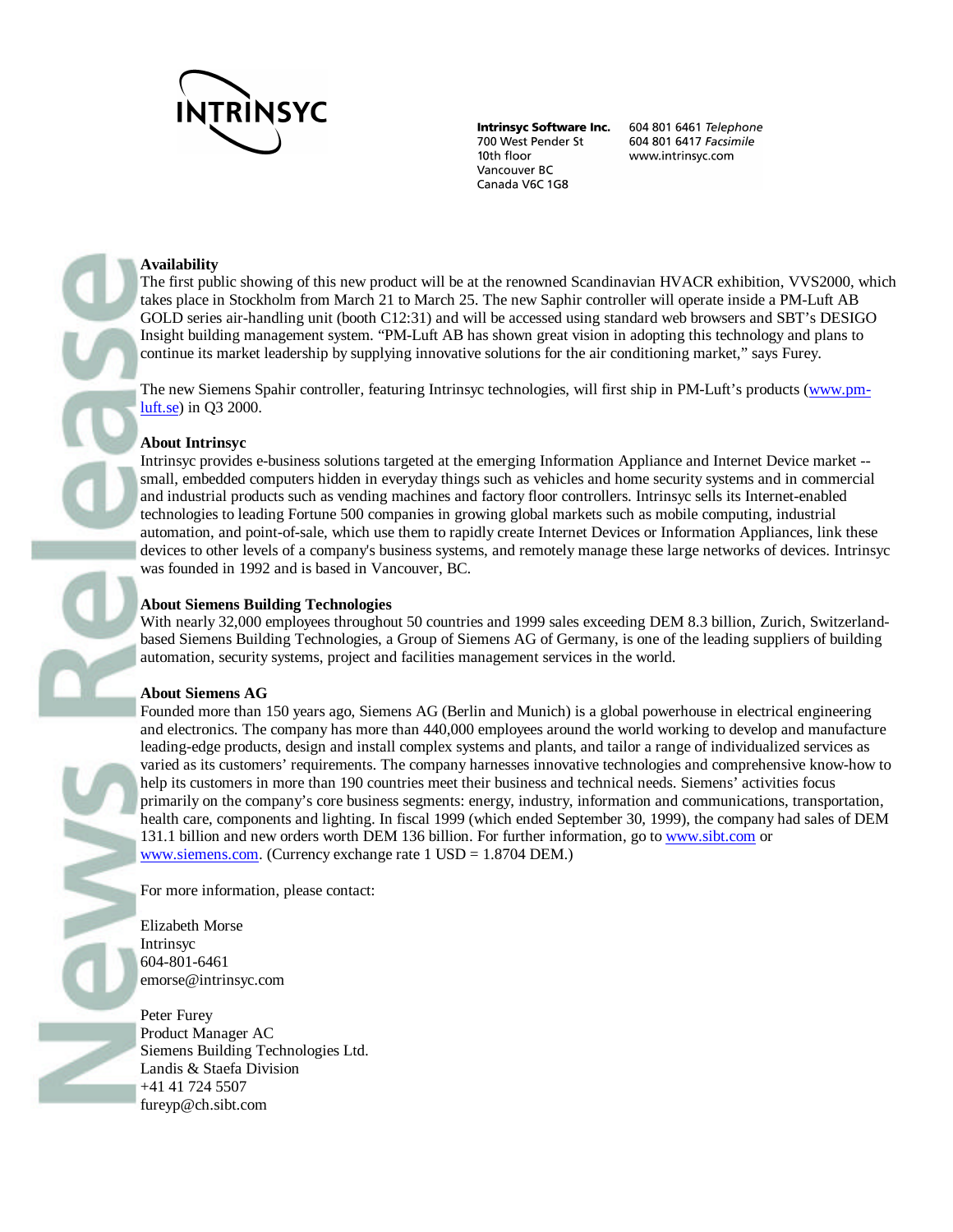**Intrinsyc Software Inc.**
700 West Pender St
10th floor
Vancouver BC
Canada V6C 1G8

604 801 6461 *Telephone*
604 801 6417 *Facsimile*
www.intrinsyc.com

**Availability**
The first public showing of this new product will be at the renowned Scandinavian HVACR exhibition, VVS2000, which takes place in Stockholm from March 21 to March 25. The new Saphir controller will operate inside a PM-Luft AB GOLD series air-handling unit (booth C12:31) and will be accessed using standard web browsers and SBT's DESIGO Insight building management system. "PM-Luft AB has shown great vision in adopting this technology and plans to continue its market leadership by supplying innovative solutions for the air conditioning market," says Furey.

The new Siemens Spahir controller, featuring Intrinsyc technologies, will first ship in PM-Luft's products (www.pm-luft.se) in Q3 2000.

**About Intrinsyc**
Intrinsyc provides e-business solutions targeted at the emerging Information Appliance and Internet Device market -- small, embedded computers hidden in everyday things such as vehicles and home security systems and in commercial and industrial products such as vending machines and factory floor controllers. Intrinsyc sells its Internet-enabled technologies to leading Fortune 500 companies in growing global markets such as mobile computing, industrial automation, and point-of-sale, which use them to rapidly create Internet Devices or Information Appliances, link these devices to other levels of a company's business systems, and remotely manage these large networks of devices. Intrinsyc was founded in 1992 and is based in Vancouver, BC.

**About Siemens Building Technologies**
With nearly 32,000 employees throughout 50 countries and 1999 sales exceeding DEM 8.3 billion, Zurich, Switzerland-based Siemens Building Technologies, a Group of Siemens AG of Germany, is one of the leading suppliers of building automation, security systems, project and facilities management services in the world.

**About Siemens AG**
Founded more than 150 years ago, Siemens AG (Berlin and Munich) is a global powerhouse in electrical engineering and electronics. The company has more than 440,000 employees around the world working to develop and manufacture leading-edge products, design and install complex systems and plants, and tailor a range of individualized services as varied as its customers' requirements. The company harnesses innovative technologies and comprehensive know-how to help its customers in more than 190 countries meet their business and technical needs. Siemens' activities focus primarily on the company's core business segments: energy, industry, information and communications, transportation, health care, components and lighting. In fiscal 1999 (which ended September 30, 1999), the company had sales of DEM 131.1 billion and new orders worth DEM 136 billion. For further information, go to www.sibt.com or www.siemens.com. (Currency exchange rate 1 USD = 1.8704 DEM.)

For more information, please contact:

Elizabeth Morse
Intrinsyc
604-801-6461
emorse@intrinsyc.com

Peter Furey
Product Manager AC
Siemens Building Technologies Ltd.
Landis & Staefa Division
+41 41 724 5507
fureyp@ch.sibt.com